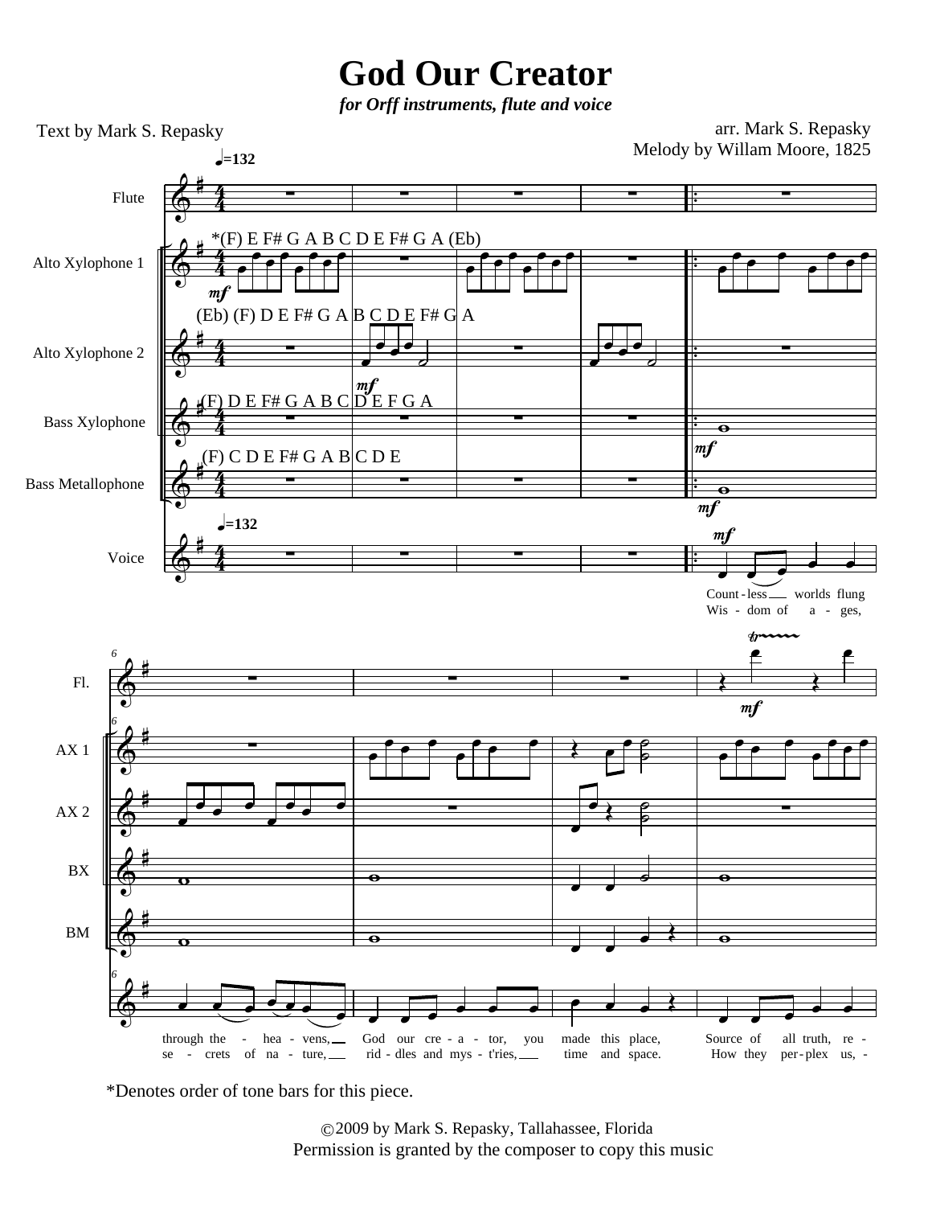# God Our Creator

*for Orff instruments, flute and voice*

Text by Mark S. Repasky

arr. Mark S. Repasky
Melody by Willam Moore, 1825

*Denotes order of tone bars for this piece.

© 2009 by Mark S. Repasky, Tallahassee, Florida
Permission is granted by the composer to copy this music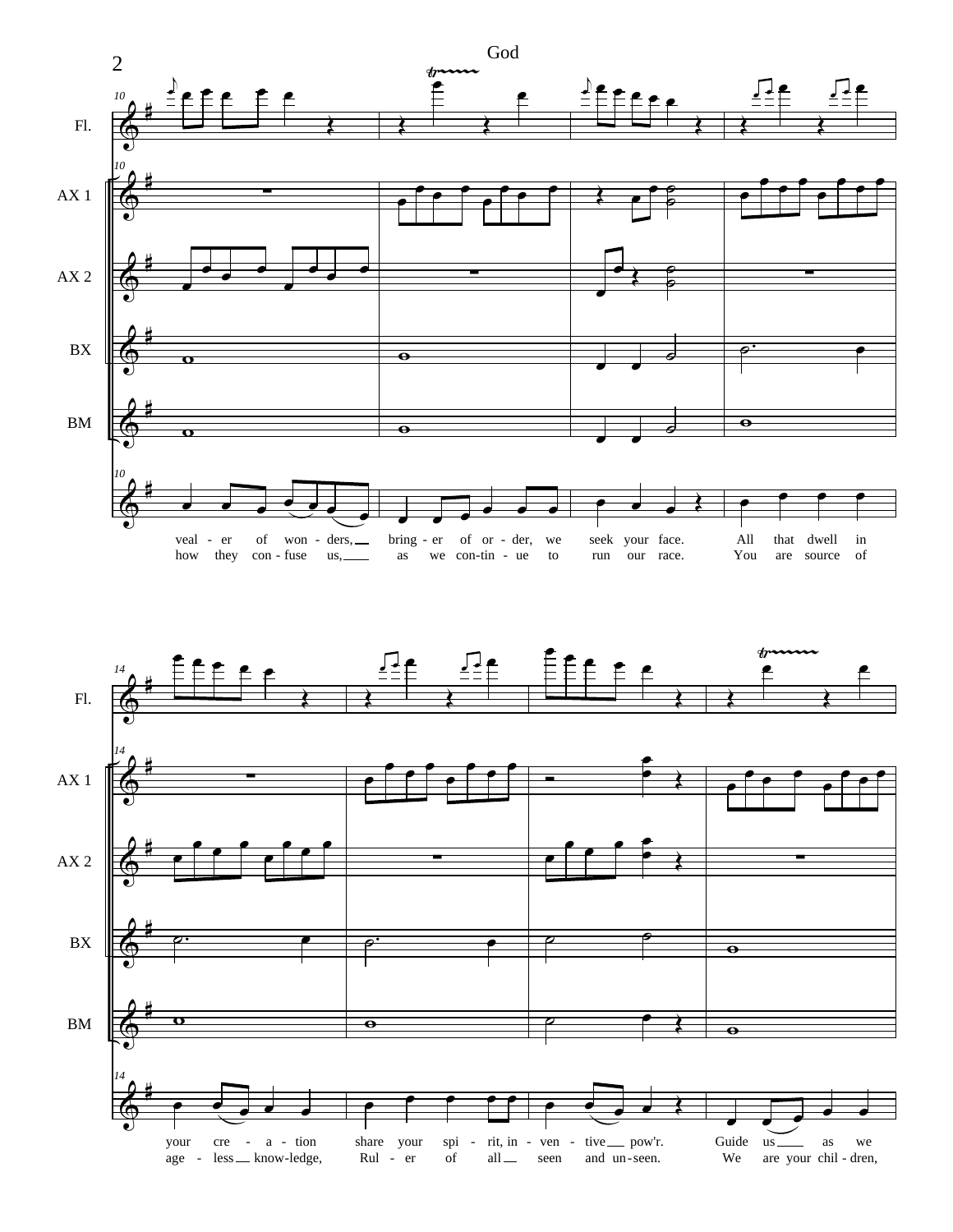God

Fl.

AX 1

AX 2

BX

BM

veal - er of won - ders, bring - er of or - der, we seek your face. All that dwell in
how they con - fuse us, as we con-tin - ue to run our race. You are source of

Fl.

AX 1

AX 2

BX

BM

your cre - a - tion share your spi - rit, in - ven - tive pow'r. Guide us as we
age - less know-ledge, Rul - er of all seen and un-seen. We are your chil - dren,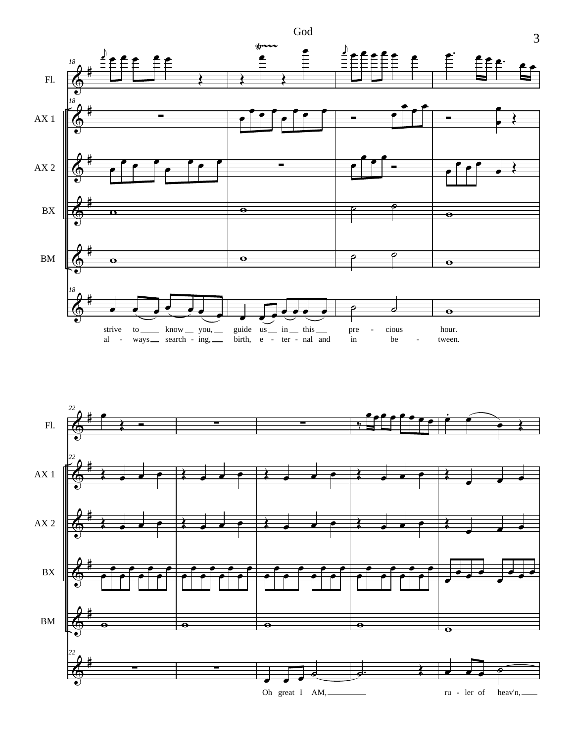God

Fl.

AX 1

AX 2

BX

BM

strive to know you, guide us in this pre - cious hour.
al - ways search - ing, birth, e - ter - nal and in be - tween.

Fl.

AX 1

AX 2

BX

BM

Oh great I AM, ru - ler of heav'n,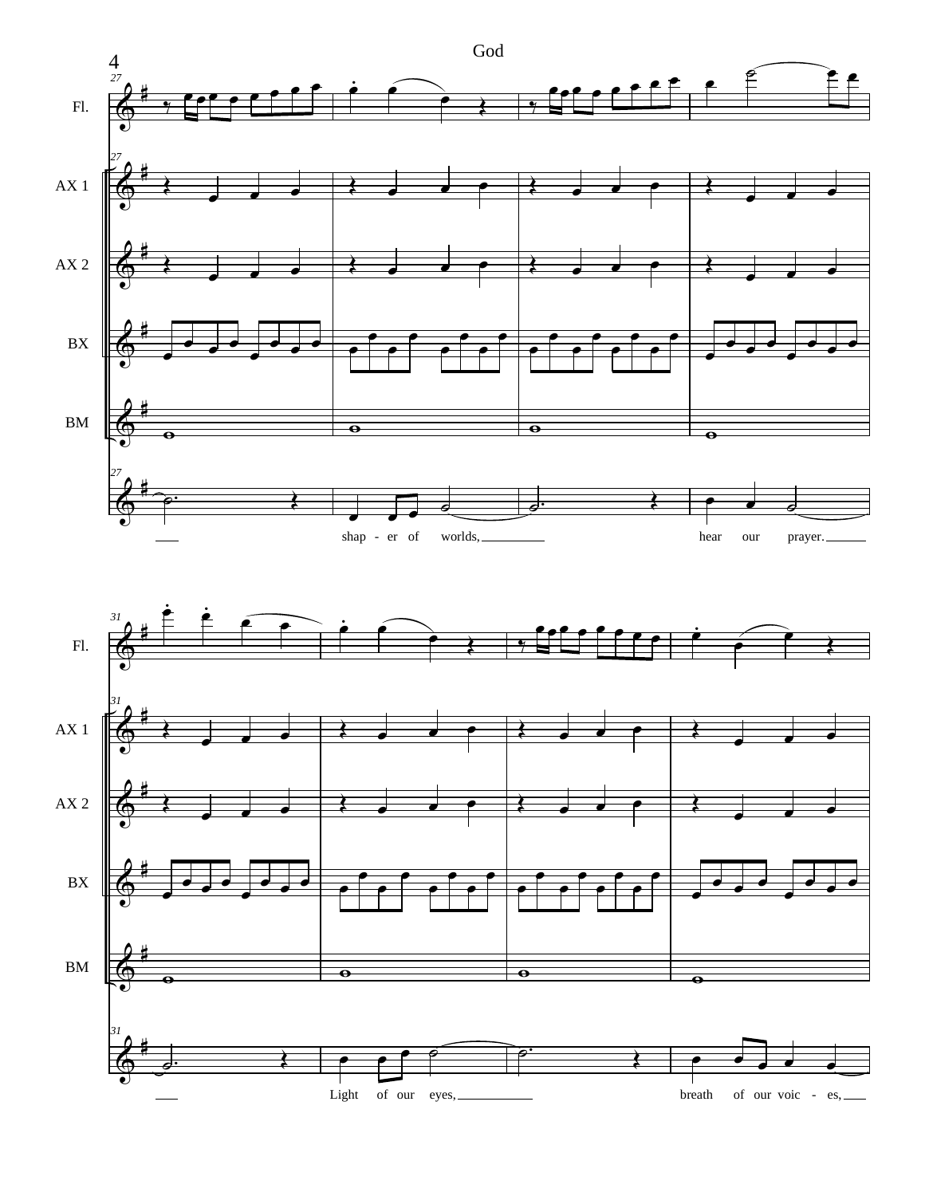God

Fl.

AX 1

AX 2

BX

BM

shap - er of worlds, hear our prayer.

Light of our eyes, breath of our voic - es,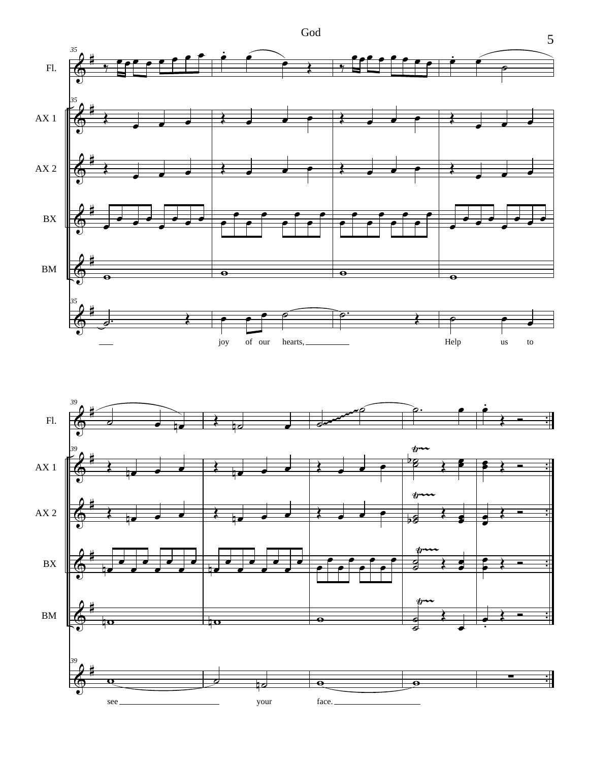Fl.

AX 1

AX 2

BX

BM

joy of our hearts, Help us to

see your face.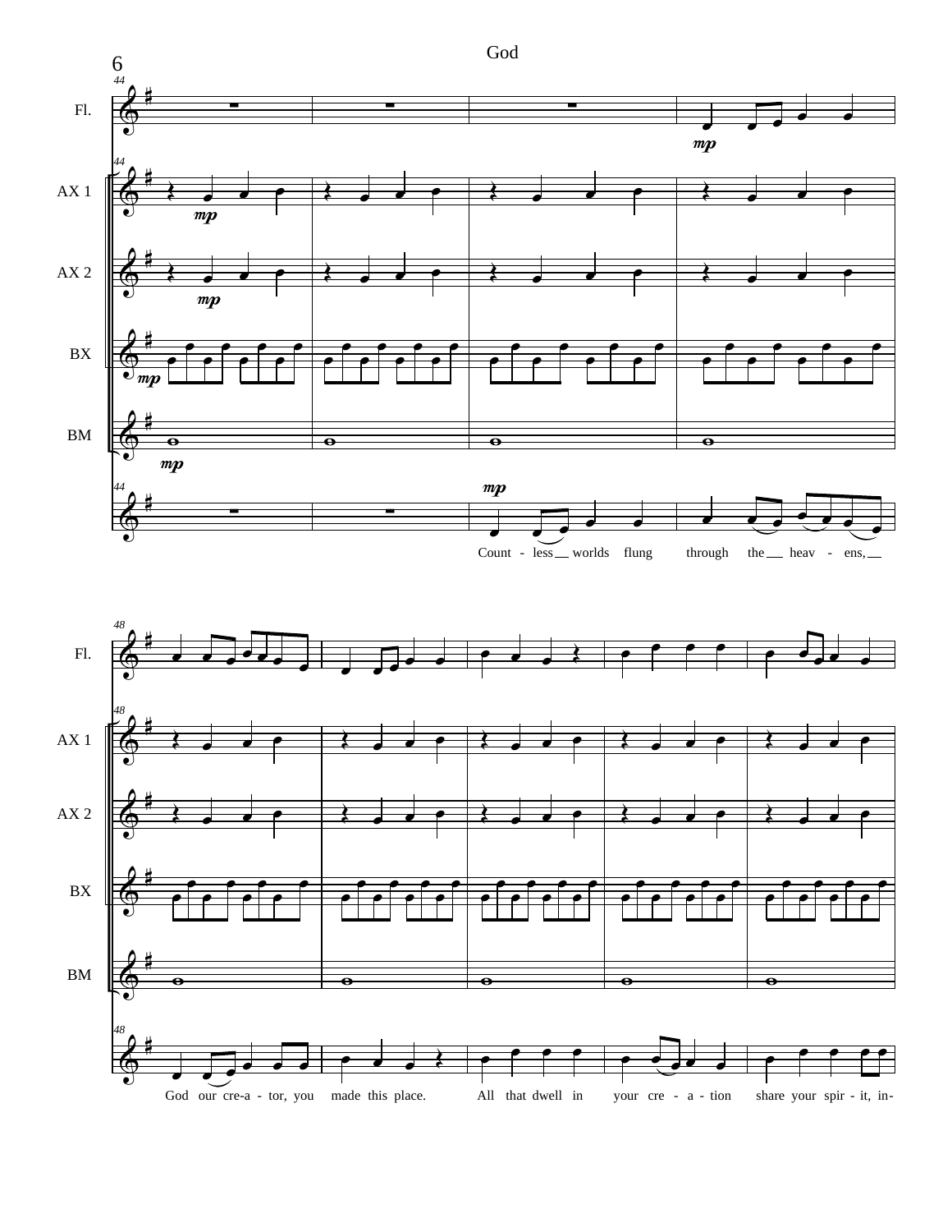God

Fl.

AX 1

AX 2

BX

BM

*mp*

Count - less worlds flung through the heav - ens,

God our cre-a - tor, you made this place. All that dwell in your cre - a - tion share your spir - it, in-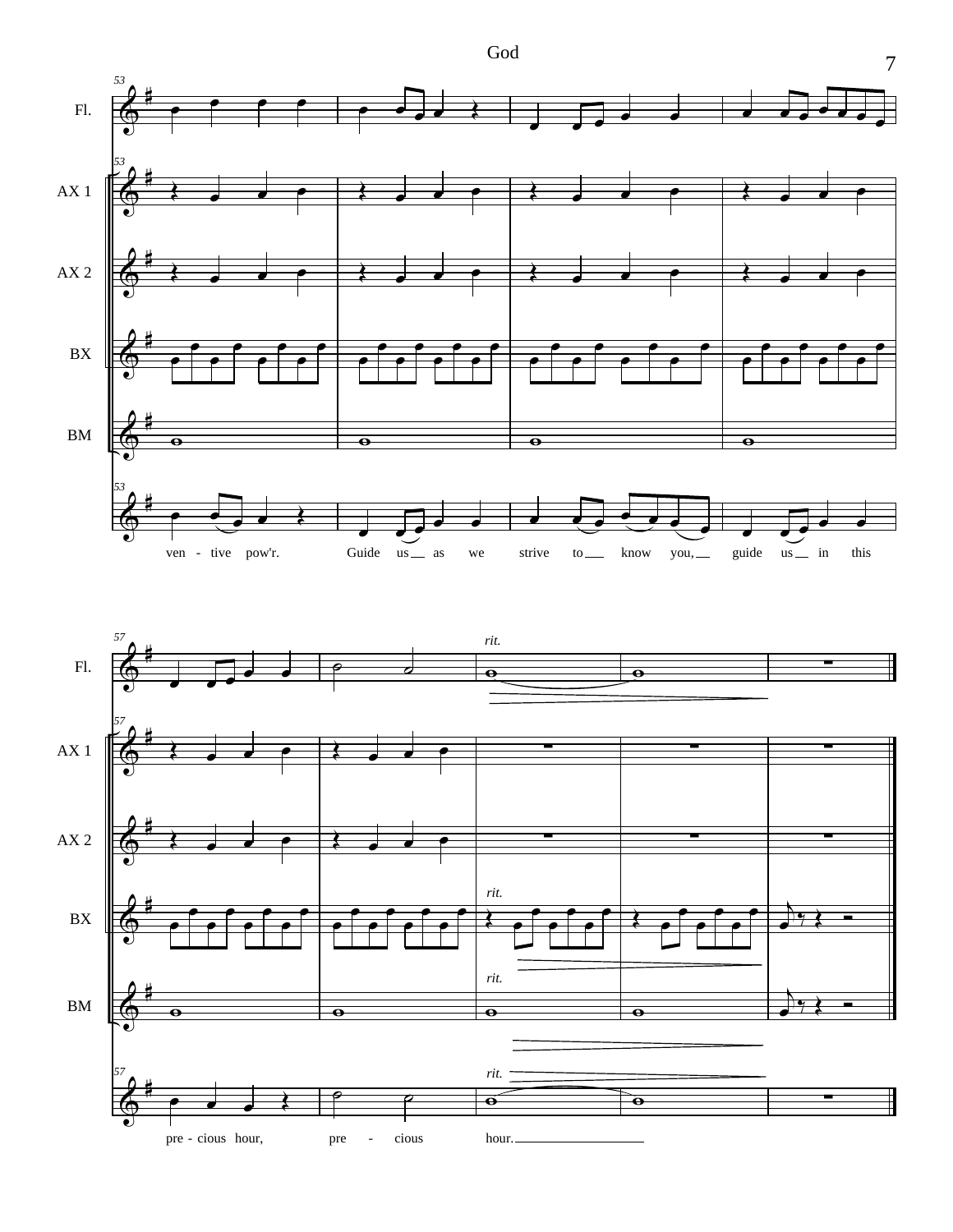Fl.

AX 1

AX 2

BX

BM

ven - tive pow'r. Guide us as we strive to know you, guide us in this

rit.

pre - cious hour, pre - cious hour.